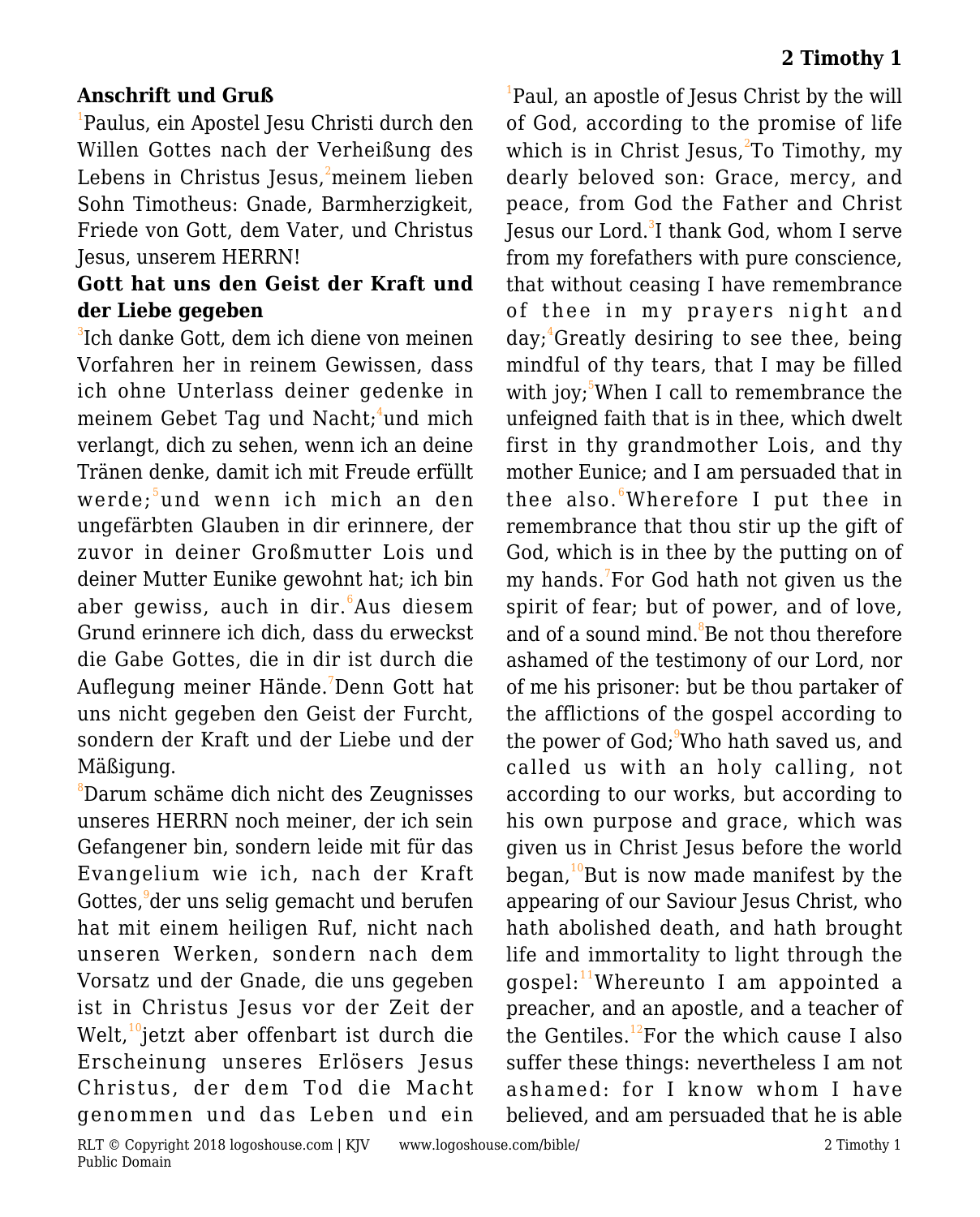# 2 Timothy 1

## Anschrift und Gruß

[1]Paulus, ein Apostel Jesu Christi durch den Willen Gottes nach der Verheißung des Lebens in Christus Jesus, [2]meinem lieben Sohn Timotheus: Gnade, Barmherzigkeit, Friede von Gott, dem Vater, und Christus Jesus, unserem HERRN!

## Gott hat uns den Geist der Kraft und der Liebe gegeben

[3]Ich danke Gott, dem ich diene von meinen Vorfahren her in reinem Gewissen, dass ich ohne Unterlass deiner gedenke in meinem Gebet Tag und Nacht; [4]und mich verlangt, dich zu sehen, wenn ich an deine Tränen denke, damit ich mit Freude erfüllt werde; [5]und wenn ich mich an den ungefärbten Glauben in dir erinnere, der zuvor in deiner Großmutter Lois und deiner Mutter Eunike gewohnt hat; ich bin aber gewiss, auch in dir. [6]Aus diesem Grund erinnere ich dich, dass du erweckst die Gabe Gottes, die in dir ist durch die Auflegung meiner Hände. [7]Denn Gott hat uns nicht gegeben den Geist der Furcht, sondern der Kraft und der Liebe und der Mäßigung.

[8]Darum schäme dich nicht des Zeugnisses unseres HERRN noch meiner, der ich sein Gefangener bin, sondern leide mit für das Evangelium wie ich, nach der Kraft Gottes, [9]der uns selig gemacht und berufen hat mit einem heiligen Ruf, nicht nach unseren Werken, sondern nach dem Vorsatz und der Gnade, die uns gegeben ist in Christus Jesus vor der Zeit der Welt, [10]jetzt aber offenbart ist durch die Erscheinung unseres Erlösers Jesus Christus, der dem Tod die Macht genommen und das Leben und ein

[1]Paul, an apostle of Jesus Christ by the will of God, according to the promise of life which is in Christ Jesus, [2]To Timothy, my dearly beloved son: Grace, mercy, and peace, from God the Father and Christ Jesus our Lord. [3]I thank God, whom I serve from my forefathers with pure conscience, that without ceasing I have remembrance of thee in my prayers night and day; [4]Greatly desiring to see thee, being mindful of thy tears, that I may be filled with joy; [5]When I call to remembrance the unfeigned faith that is in thee, which dwelt first in thy grandmother Lois, and thy mother Eunice; and I am persuaded that in thee also. [6]Wherefore I put thee in remembrance that thou stir up the gift of God, which is in thee by the putting on of my hands. [7]For God hath not given us the spirit of fear; but of power, and of love, and of a sound mind. [8]Be not thou therefore ashamed of the testimony of our Lord, nor of me his prisoner: but be thou partaker of the afflictions of the gospel according to the power of God; [9]Who hath saved us, and called us with an holy calling, not according to our works, but according to his own purpose and grace, which was given us in Christ Jesus before the world began, [10]But is now made manifest by the appearing of our Saviour Jesus Christ, who hath abolished death, and hath brought life and immortality to light through the gospel: [11]Whereunto I am appointed a preacher, and an apostle, and a teacher of the Gentiles. [12]For the which cause I also suffer these things: nevertheless I am not ashamed: for I know whom I have believed, and am persuaded that he is able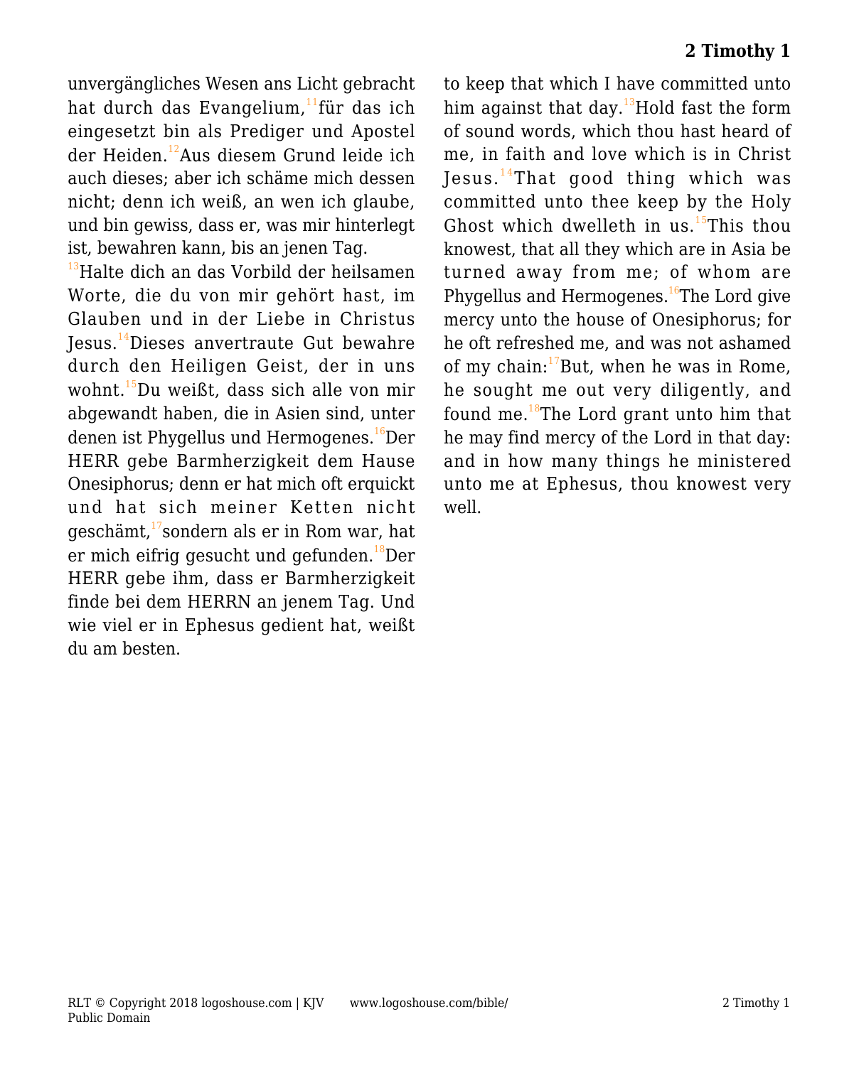unvergängliches Wesen ans Licht gebracht hat durch das Evangelium, [11]für das ich eingesetzt bin als Prediger und Apostel der Heiden. [12]Aus diesem Grund leide ich auch dieses; aber ich schäme mich dessen nicht; denn ich weiß, an wen ich glaube, und bin gewiss, dass er, was mir hinterlegt ist, bewahren kann, bis an jenen Tag.

[13]Halte dich an das Vorbild der heilsamen Worte, die du von mir gehört hast, im Glauben und in der Liebe in Christus Jesus. [14]Dieses anvertraute Gut bewahre durch den Heiligen Geist, der in uns wohnt. [15]Du weißt, dass sich alle von mir abgewandt haben, die in Asien sind, unter denen ist Phygellus und Hermogenes. [16]Der HERR gebe Barmherzigkeit dem Hause Onesiphorus; denn er hat mich oft erquickt und hat sich meiner Ketten nicht geschämt, [17]sondern als er in Rom war, hat er mich eifrig gesucht und gefunden. [18]Der HERR gebe ihm, dass er Barmherzigkeit finde bei dem HERRN an jenem Tag. Und wie viel er in Ephesus gedient hat, weißt du am besten.

to keep that which I have committed unto him against that day. [13]Hold fast the form of sound words, which thou hast heard of me, in faith and love which is in Christ Jesus. [14]That good thing which was committed unto thee keep by the Holy Ghost which dwelleth in us. [15]This thou knowest, that all they which are in Asia be turned away from me; of whom are Phygellus and Hermogenes. [16]The Lord give mercy unto the house of Onesiphorus; for he oft refreshed me, and was not ashamed of my chain: [17]But, when he was in Rome, he sought me out very diligently, and found me. [18]The Lord grant unto him that he may find mercy of the Lord in that day: and in how many things he ministered unto me at Ephesus, thou knowest very well.